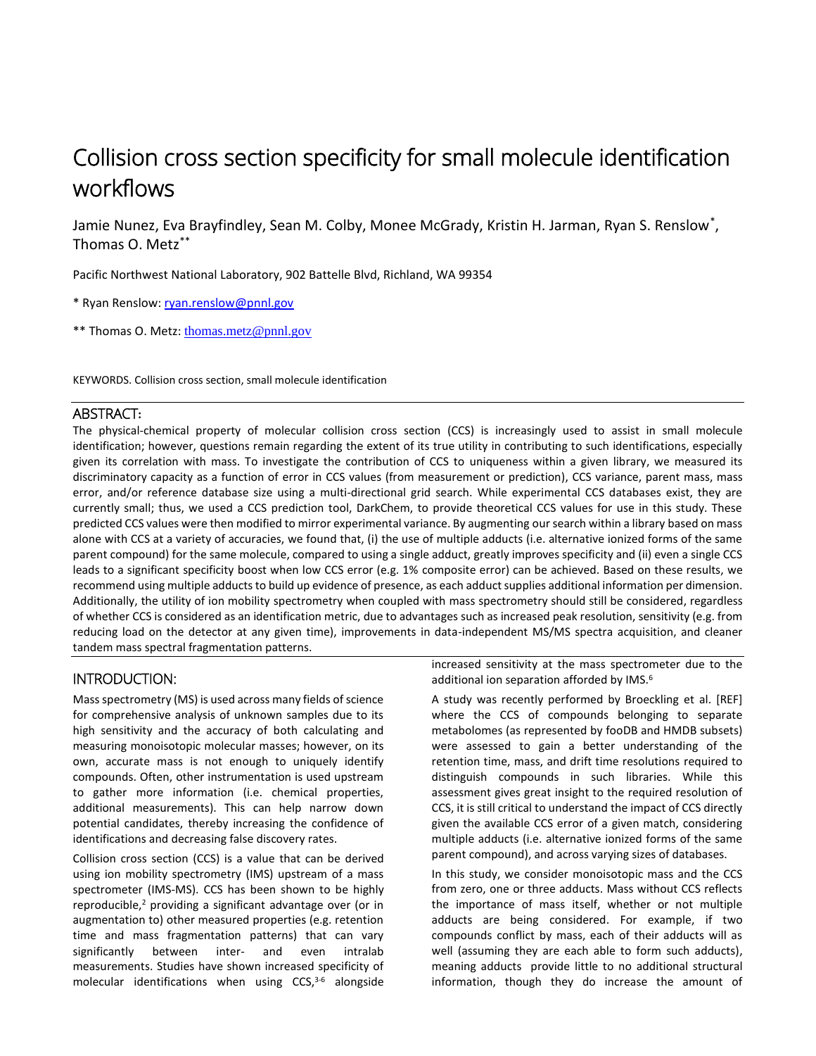# Collision cross section specificity for small molecule identification workflows

Jamie Nunez, Eva Brayfindley, Sean M. Colby, Monee McGrady, Kristin H. Jarman, Ryan S. Renslow*, Thomas O. Metz**

Pacific Northwest National Laboratory, 902 Battelle Blvd, Richland, WA 99354

* Ryan Renslow: ryan.renslow@pnnl.gov

** Thomas O. Metz: thomas.metz@pnnl.gov

KEYWORDS. Collision cross section, small molecule identification

## ABSTRACT:

The physical-chemical property of molecular collision cross section (CCS) is increasingly used to assist in small molecule identification; however, questions remain regarding the extent of its true utility in contributing to such identifications, especially given its correlation with mass. To investigate the contribution of CCS to uniqueness within a given library, we measured its discriminatory capacity as a function of error in CCS values (from measurement or prediction), CCS variance, parent mass, mass error, and/or reference database size using a multi-directional grid search. While experimental CCS databases exist, they are currently small; thus, we used a CCS prediction tool, DarkChem, to provide theoretical CCS values for use in this study. These predicted CCS values were then modified to mirror experimental variance. By augmenting our search within a library based on mass alone with CCS at a variety of accuracies, we found that, (i) the use of multiple adducts (i.e. alternative ionized forms of the same parent compound) for the same molecule, compared to using a single adduct, greatly improves specificity and (ii) even a single CCS leads to a significant specificity boost when low CCS error (e.g. 1% composite error) can be achieved. Based on these results, we recommend using multiple adducts to build up evidence of presence, as each adduct supplies additional information per dimension. Additionally, the utility of ion mobility spectrometry when coupled with mass spectrometry should still be considered, regardless of whether CCS is considered as an identification metric, due to advantages such as increased peak resolution, sensitivity (e.g. from reducing load on the detector at any given time), improvements in data-independent MS/MS spectra acquisition, and cleaner tandem mass spectral fragmentation patterns.

## INTRODUCTION:

Mass spectrometry (MS) is used across many fields of science for comprehensive analysis of unknown samples due to its high sensitivity and the accuracy of both calculating and measuring monoisotopic molecular masses; however, on its own, accurate mass is not enough to uniquely identify compounds. Often, other instrumentation is used upstream to gather more information (i.e. chemical properties, additional measurements). This can help narrow down potential candidates, thereby increasing the confidence of identifications and decreasing false discovery rates.

Collision cross section (CCS) is a value that can be derived using ion mobility spectrometry (IMS) upstream of a mass spectrometer (IMS-MS). CCS has been shown to be highly reproducible,[2] providing a significant advantage over (or in augmentation to) other measured properties (e.g. retention time and mass fragmentation patterns) that can vary significantly between inter- and even intralab measurements. Studies have shown increased specificity of molecular identifications when using CCS,[3-6] alongside increased sensitivity at the mass spectrometer due to the additional ion separation afforded by IMS.[6]

A study was recently performed by Broeckling et al. [REF] where the CCS of compounds belonging to separate metabolomes (as represented by fooDB and HMDB subsets) were assessed to gain a better understanding of the retention time, mass, and drift time resolutions required to distinguish compounds in such libraries. While this assessment gives great insight to the required resolution of CCS, it is still critical to understand the impact of CCS directly given the available CCS error of a given match, considering multiple adducts (i.e. alternative ionized forms of the same parent compound), and across varying sizes of databases.

In this study, we consider monoisotopic mass and the CCS from zero, one or three adducts. Mass without CCS reflects the importance of mass itself, whether or not multiple adducts are being considered. For example, if two compounds conflict by mass, each of their adducts will as well (assuming they are each able to form such adducts), meaning adducts provide little to no additional structural information, though they do increase the amount of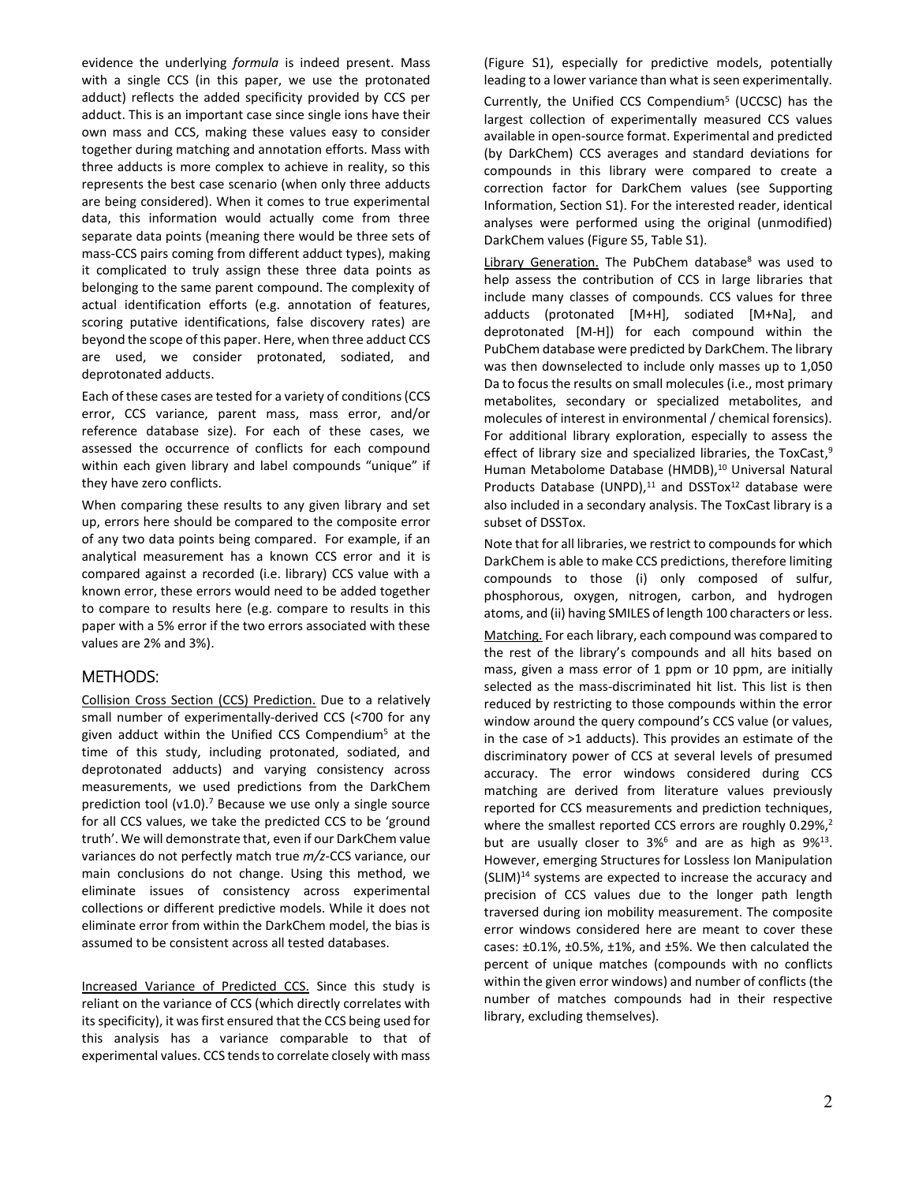evidence the underlying *formula* is indeed present. Mass with a single CCS (in this paper, we use the protonated adduct) reflects the added specificity provided by CCS per adduct. This is an important case since single ions have their own mass and CCS, making these values easy to consider together during matching and annotation efforts. Mass with three adducts is more complex to achieve in reality, so this represents the best case scenario (when only three adducts are being considered). When it comes to true experimental data, this information would actually come from three separate data points (meaning there would be three sets of mass-CCS pairs coming from different adduct types), making it complicated to truly assign these three data points as belonging to the same parent compound. The complexity of actual identification efforts (e.g. annotation of features, scoring putative identifications, false discovery rates) are beyond the scope of this paper. Here, when three adduct CCS are used, we consider protonated, sodiated, and deprotonated adducts.

Each of these cases are tested for a variety of conditions (CCS error, CCS variance, parent mass, mass error, and/or reference database size). For each of these cases, we assessed the occurrence of conflicts for each compound within each given library and label compounds "unique" if they have zero conflicts.

When comparing these results to any given library and set up, errors here should be compared to the composite error of any two data points being compared. For example, if an analytical measurement has a known CCS error and it is compared against a recorded (i.e. library) CCS value with a known error, these errors would need to be added together to compare to results here (e.g. compare to results in this paper with a 5% error if the two errors associated with these values are 2% and 3%).

## METHODS:

Collision Cross Section (CCS) Prediction. Due to a relatively small number of experimentally-derived CCS (<700 for any given adduct within the Unified CCS Compendium[5] at the time of this study, including protonated, sodiated, and deprotonated adducts) and varying consistency across measurements, we used predictions from the DarkChem prediction tool (v1.0).[7] Because we use only a single source for all CCS values, we take the predicted CCS to be 'ground truth'. We will demonstrate that, even if our DarkChem value variances do not perfectly match true *m/z*-CCS variance, our main conclusions do not change. Using this method, we eliminate issues of consistency across experimental collections or different predictive models. While it does not eliminate error from within the DarkChem model, the bias is assumed to be consistent across all tested databases.

Increased Variance of Predicted CCS. Since this study is reliant on the variance of CCS (which directly correlates with its specificity), it was first ensured that the CCS being used for this analysis has a variance comparable to that of experimental values. CCS tends to correlate closely with mass (Figure S1), especially for predictive models, potentially leading to a lower variance than what is seen experimentally. Currently, the Unified CCS Compendium[5] (UCCSC) has the largest collection of experimentally measured CCS values available in open-source format. Experimental and predicted (by DarkChem) CCS averages and standard deviations for compounds in this library were compared to create a correction factor for DarkChem values (see Supporting Information, Section S1). For the interested reader, identical analyses were performed using the original (unmodified) DarkChem values (Figure S5, Table S1).

Library Generation. The PubChem database[8] was used to help assess the contribution of CCS in large libraries that include many classes of compounds. CCS values for three adducts (protonated [M+H], sodiated [M+Na], and deprotonated [M-H]) for each compound within the PubChem database were predicted by DarkChem. The library was then downselected to include only masses up to 1,050 Da to focus the results on small molecules (i.e., most primary metabolites, secondary or specialized metabolites, and molecules of interest in environmental / chemical forensics). For additional library exploration, especially to assess the effect of library size and specialized libraries, the ToxCast,[9] Human Metabolome Database (HMDB),[10] Universal Natural Products Database (UNPD),[11] and DSSTox[12] database were also included in a secondary analysis. The ToxCast library is a subset of DSSTox.

Note that for all libraries, we restrict to compounds for which DarkChem is able to make CCS predictions, therefore limiting compounds to those (i) only composed of sulfur, phosphorous, oxygen, nitrogen, carbon, and hydrogen atoms, and (ii) having SMILES of length 100 characters or less.

Matching. For each library, each compound was compared to the rest of the library's compounds and all hits based on mass, given a mass error of 1 ppm or 10 ppm, are initially selected as the mass-discriminated hit list. This list is then reduced by restricting to those compounds within the error window around the query compound's CCS value (or values, in the case of >1 adducts). This provides an estimate of the discriminatory power of CCS at several levels of presumed accuracy. The error windows considered during CCS matching are derived from literature values previously reported for CCS measurements and prediction techniques, where the smallest reported CCS errors are roughly 0.29%,[2] but are usually closer to 3%[6] and are as high as 9%[13]. However, emerging Structures for Lossless Ion Manipulation (SLIM)[14] systems are expected to increase the accuracy and precision of CCS values due to the longer path length traversed during ion mobility measurement. The composite error windows considered here are meant to cover these cases: ±0.1%, ±0.5%, ±1%, and ±5%. We then calculated the percent of unique matches (compounds with no conflicts within the given error windows) and number of conflicts (the number of matches compounds had in their respective library, excluding themselves).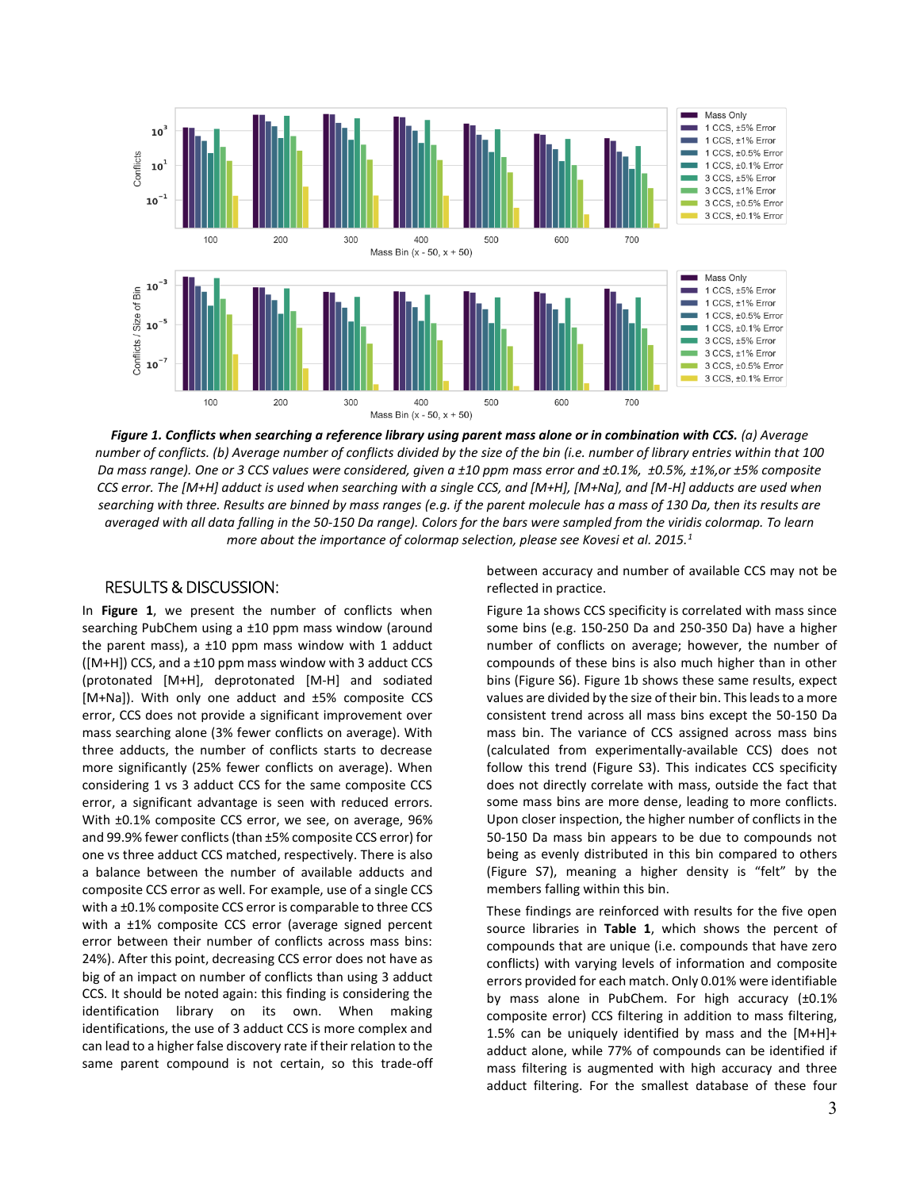Figure 1. Conflicts when searching a reference library using parent mass alone or in combination with CCS. *(a) Average number of conflicts. (b) Average number of conflicts divided by the size of the bin (i.e. number of library entries within that 100 Da mass range). One or 3 CCS values were considered, given a ±10 ppm mass error and ±0.1%, ±0.5%, ±1%,or ±5% composite CCS error. The [M+H] adduct is used when searching with a single CCS, and [M+H], [M+Na], and [M-H] adducts are used when searching with three. Results are binned by mass ranges (e.g. if the parent molecule has a mass of 130 Da, then its results are averaged with all data falling in the 50-150 Da range). Colors for the bars were sampled from the viridis colormap. To learn more about the importance of colormap selection, please see Kovesi et al. 2015.*[1]

## RESULTS & DISCUSSION:

In **Figure 1**, we present the number of conflicts when searching PubChem using a ±10 ppm mass window (around the parent mass), a ±10 ppm mass window with 1 adduct ([M+H]) CCS, and a ±10 ppm mass window with 3 adduct CCS (protonated [M+H], deprotonated [M-H] and sodiated [M+Na]). With only one adduct and ±5% composite CCS error, CCS does not provide a significant improvement over mass searching alone (3% fewer conflicts on average). With three adducts, the number of conflicts starts to decrease more significantly (25% fewer conflicts on average). When considering 1 vs 3 adduct CCS for the same composite CCS error, a significant advantage is seen with reduced errors. With ±0.1% composite CCS error, we see, on average, 96% and 99.9% fewer conflicts (than ±5% composite CCS error) for one vs three adduct CCS matched, respectively. There is also a balance between the number of available adducts and composite CCS error as well. For example, use of a single CCS with a ±0.1% composite CCS error is comparable to three CCS with a ±1% composite CCS error (average signed percent error between their number of conflicts across mass bins: 24%). After this point, decreasing CCS error does not have as big of an impact on number of conflicts than using 3 adduct CCS. It should be noted again: this finding is considering the identification library on its own. When making identifications, the use of 3 adduct CCS is more complex and can lead to a higher false discovery rate if their relation to the same parent compound is not certain, so this trade-off between accuracy and number of available CCS may not be reflected in practice.

Figure 1a shows CCS specificity is correlated with mass since some bins (e.g. 150-250 Da and 250-350 Da) have a higher number of conflicts on average; however, the number of compounds of these bins is also much higher than in other bins (Figure S6). Figure 1b shows these same results, expect values are divided by the size of their bin. This leads to a more consistent trend across all mass bins except the 50-150 Da mass bin. The variance of CCS assigned across mass bins (calculated from experimentally-available CCS) does not follow this trend (Figure S3). This indicates CCS specificity does not directly correlate with mass, outside the fact that some mass bins are more dense, leading to more conflicts. Upon closer inspection, the higher number of conflicts in the 50-150 Da mass bin appears to be due to compounds not being as evenly distributed in this bin compared to others (Figure S7), meaning a higher density is "felt" by the members falling within this bin.

These findings are reinforced with results for the five open source libraries in **Table 1**, which shows the percent of compounds that are unique (i.e. compounds that have zero conflicts) with varying levels of information and composite errors provided for each match. Only 0.01% were identifiable by mass alone in PubChem. For high accuracy (±0.1% composite error) CCS filtering in addition to mass filtering, 1.5% can be uniquely identified by mass and the [M+H]+ adduct alone, while 77% of compounds can be identified if mass filtering is augmented with high accuracy and three adduct filtering. For the smallest database of these four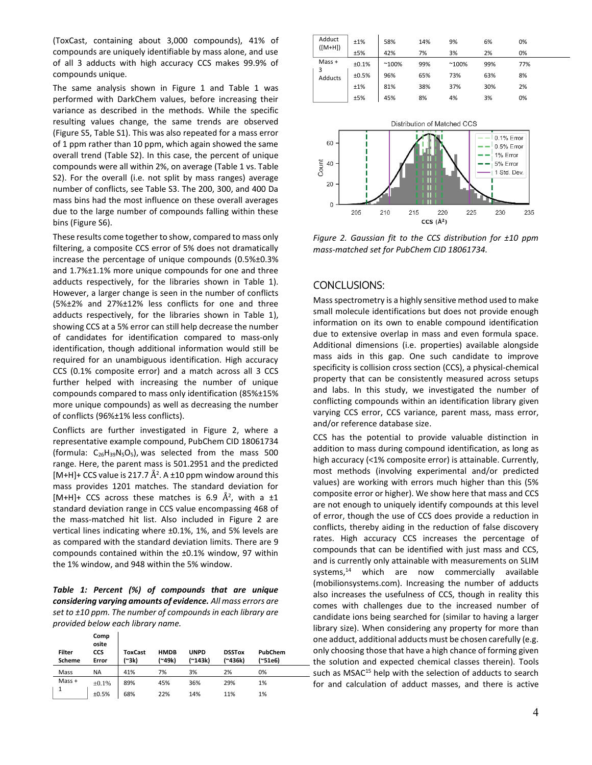(ToxCast, containing about 3,000 compounds), 41% of compounds are uniquely identifiable by mass alone, and use of all 3 adducts with high accuracy CCS makes 99.9% of compounds unique.

The same analysis shown in Figure 1 and Table 1 was performed with DarkChem values, before increasing their variance as described in the methods. While the specific resulting values change, the same trends are observed (Figure S5, Table S1). This was also repeated for a mass error of 1 ppm rather than 10 ppm, which again showed the same overall trend (Table S2). In this case, the percent of unique compounds were all within 2%, on average (Table 1 vs. Table S2). For the overall (i.e. not split by mass ranges) average number of conflicts, see Table S3. The 200, 300, and 400 Da mass bins had the most influence on these overall averages due to the large number of compounds falling within these bins (Figure S6).

These results come together to show, compared to mass only filtering, a composite CCS error of 5% does not dramatically increase the percentage of unique compounds (0.5%±0.3% and 1.7%±1.1% more unique compounds for one and three adducts respectively, for the libraries shown in Table 1). However, a larger change is seen in the number of conflicts (5%±2% and 27%±12% less conflicts for one and three adducts respectively, for the libraries shown in Table 1), showing CCS at a 5% error can still help decrease the number of candidates for identification compared to mass-only identification, though additional information would still be required for an unambiguous identification. High accuracy CCS (0.1% composite error) and a match across all 3 CCS further helped with increasing the number of unique compounds compared to mass only identification (85%±15% more unique compounds) as well as decreasing the number of conflicts (96%±1% less conflicts).

Conflicts are further investigated in Figure 2, where a representative example compound, PubChem CID 18061734 (formula: $C_{26}H_{39}N_5O_5$), was selected from the mass 500 range. Here, the parent mass is 501.2951 and the predicted [M+H]+ CCS value is 217.7 Å$^2$. A ±10 ppm window around this mass provides 1201 matches. The standard deviation for [M+H]+ CCS across these matches is 6.9 Å$^2$, with a ±1 standard deviation range in CCS value encompassing 468 of the mass-matched hit list. Also included in Figure 2 are vertical lines indicating where ±0.1%, 1%, and 5% levels are as compared with the standard deviation limits. There are 9 compounds contained within the ±0.1% window, 97 within the 1% window, and 948 within the 5% window.

***Table 1: Percent (%) of compounds that are unique considering varying amounts of evidence.*** *All mass errors are set to ±10 ppm. The number of compounds in each library are provided below each library name.*

| Filter Scheme | Composite CCS Error | ToxCast (~3k) | HMDB (~49k) | UNPD (~143k) | DSSTox (~436k) | PubChem (~51e6) |
|---|---|---|---|---|---|---|
| Mass | NA | 41% | 7% | 3% | 2% | 0% |
| Mass + 1 Adduct ([M+H]) | ±0.1% | 89% | 45% | 36% | 29% | 1% |
| | ±0.5% | 68% | 22% | 14% | 11% | 1% |
| | ±1% | 58% | 14% | 9% | 6% | 0% |
| | ±5% | 42% | 7% | 3% | 2% | 0% |
| Mass + 3 Adducts | ±0.1% | ~100% | 99% | ~100% | 99% | 77% |
| | ±0.5% | 96% | 65% | 73% | 63% | 8% |
| | ±1% | 81% | 38% | 37% | 30% | 2% |
| | ±5% | 45% | 8% | 4% | 3% | 0% |

*Figure 2. Gaussian fit to the CCS distribution for ±10 ppm mass-matched set for PubChem CID 18061734.*

## CONCLUSIONS:

Mass spectrometry is a highly sensitive method used to make small molecule identifications but does not provide enough information on its own to enable compound identification due to extensive overlap in mass and even formula space. Additional dimensions (i.e. properties) available alongside mass aids in this gap. One such candidate to improve specificity is collision cross section (CCS), a physical-chemical property that can be consistently measured across setups and labs. In this study, we investigated the number of conflicting compounds within an identification library given varying CCS error, CCS variance, parent mass, mass error, and/or reference database size.

CCS has the potential to provide valuable distinction in addition to mass during compound identification, as long as high accuracy (<1% composite error) is attainable. Currently, most methods (involving experimental and/or predicted values) are working with errors much higher than this (5% composite error or higher). We show here that mass and CCS are not enough to uniquely identify compounds at this level of error, though the use of CCS does provide a reduction in conflicts, thereby aiding in the reduction of false discovery rates. High accuracy CCS increases the percentage of compounds that can be identified with just mass and CCS, and is currently only attainable with measurements on SLIM systems,[14] which are now commercially available (mobilionsystems.com). Increasing the number of adducts also increases the usefulness of CCS, though in reality this comes with challenges due to the increased number of candidate ions being searched for (similar to having a larger library size). When considering any property for more than one adduct, additional adducts must be chosen carefully (e.g. only choosing those that have a high chance of forming given the solution and expected chemical classes therein). Tools such as MSAC[15] help with the selection of adducts to search for and calculation of adduct masses, and there is active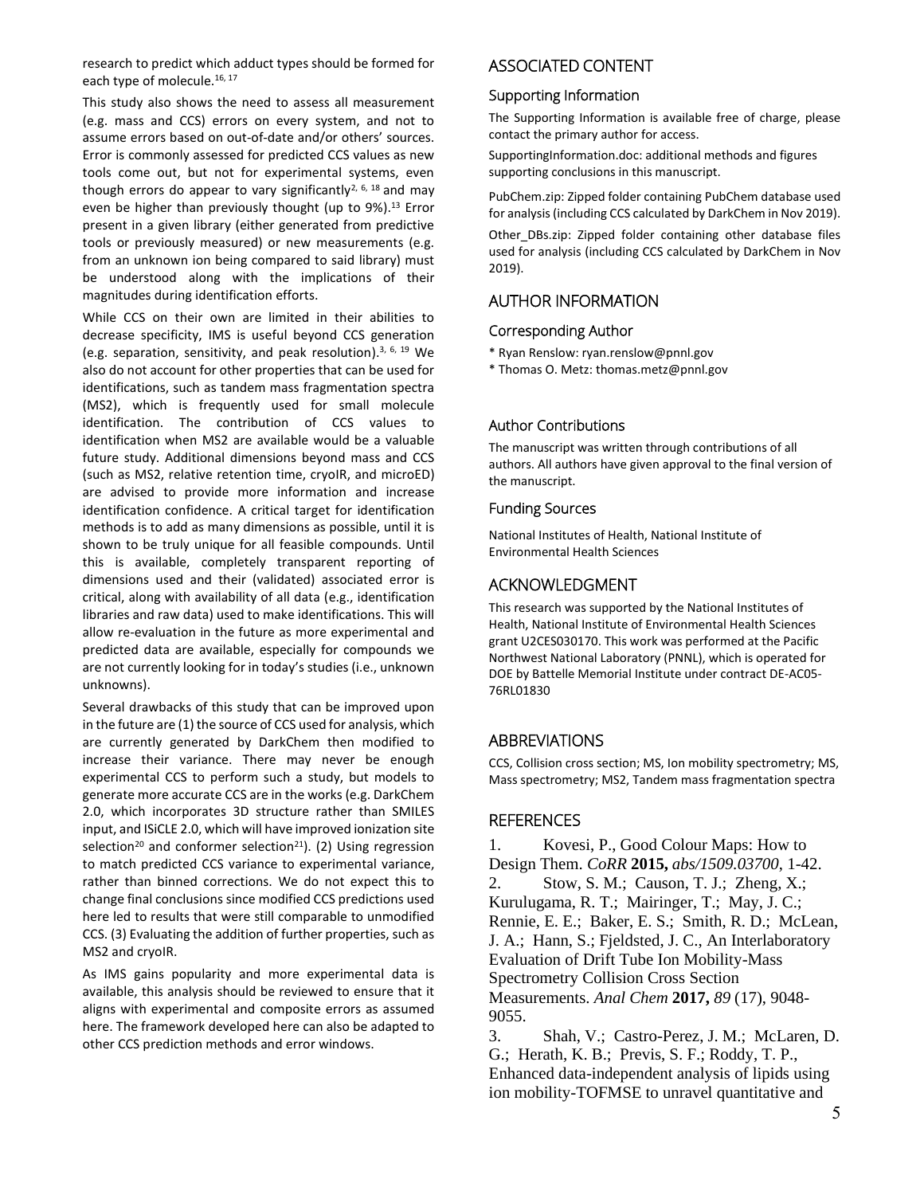research to predict which adduct types should be formed for each type of molecule.[16, 17]

This study also shows the need to assess all measurement (e.g. mass and CCS) errors on every system, and not to assume errors based on out-of-date and/or others' sources. Error is commonly assessed for predicted CCS values as new tools come out, but not for experimental systems, even though errors do appear to vary significantly[2, 6, 18] and may even be higher than previously thought (up to 9%).[13] Error present in a given library (either generated from predictive tools or previously measured) or new measurements (e.g. from an unknown ion being compared to said library) must be understood along with the implications of their magnitudes during identification efforts.

While CCS on their own are limited in their abilities to decrease specificity, IMS is useful beyond CCS generation (e.g. separation, sensitivity, and peak resolution).[3, 6, 19] We also do not account for other properties that can be used for identifications, such as tandem mass fragmentation spectra (MS2), which is frequently used for small molecule identification. The contribution of CCS values to identification when MS2 are available would be a valuable future study. Additional dimensions beyond mass and CCS (such as MS2, relative retention time, cryoIR, and microED) are advised to provide more information and increase identification confidence. A critical target for identification methods is to add as many dimensions as possible, until it is shown to be truly unique for all feasible compounds. Until this is available, completely transparent reporting of dimensions used and their (validated) associated error is critical, along with availability of all data (e.g., identification libraries and raw data) used to make identifications. This will allow re-evaluation in the future as more experimental and predicted data are available, especially for compounds we are not currently looking for in today's studies (i.e., unknown unknowns).

Several drawbacks of this study that can be improved upon in the future are (1) the source of CCS used for analysis, which are currently generated by DarkChem then modified to increase their variance. There may never be enough experimental CCS to perform such a study, but models to generate more accurate CCS are in the works (e.g. DarkChem 2.0, which incorporates 3D structure rather than SMILES input, and ISiCLE 2.0, which will have improved ionization site selection[20] and conformer selection[21]). (2) Using regression to match predicted CCS variance to experimental variance, rather than binned corrections. We do not expect this to change final conclusions since modified CCS predictions used here led to results that were still comparable to unmodified CCS. (3) Evaluating the addition of further properties, such as MS2 and cryoIR.

As IMS gains popularity and more experimental data is available, this analysis should be reviewed to ensure that it aligns with experimental and composite errors as assumed here. The framework developed here can also be adapted to other CCS prediction methods and error windows.

## ASSOCIATED CONTENT

### Supporting Information

The Supporting Information is available free of charge, please contact the primary author for access.

SupportingInformation.doc: additional methods and figures supporting conclusions in this manuscript.

PubChem.zip: Zipped folder containing PubChem database used for analysis (including CCS calculated by DarkChem in Nov 2019).

Other_DBs.zip: Zipped folder containing other database files used for analysis (including CCS calculated by DarkChem in Nov 2019).

## AUTHOR INFORMATION

### Corresponding Author

* Ryan Renslow: ryan.renslow@pnnl.gov
* Thomas O. Metz: thomas.metz@pnnl.gov

### Author Contributions

The manuscript was written through contributions of all authors. All authors have given approval to the final version of the manuscript.

### Funding Sources

National Institutes of Health, National Institute of Environmental Health Sciences

## ACKNOWLEDGMENT

This research was supported by the National Institutes of Health, National Institute of Environmental Health Sciences grant U2CES030170. This work was performed at the Pacific Northwest National Laboratory (PNNL), which is operated for DOE by Battelle Memorial Institute under contract DE-AC05-76RL01830

## ABBREVIATIONS

CCS, Collision cross section; MS, Ion mobility spectrometry; MS, Mass spectrometry; MS2, Tandem mass fragmentation spectra

## REFERENCES

1. Kovesi, P., Good Colour Maps: How to Design Them. *CoRR* **2015,** *abs/1509.03700*, 1-42.
2. Stow, S. M.; Causon, T. J.; Zheng, X.; Kurulugama, R. T.; Mairinger, T.; May, J. C.; Rennie, E. E.; Baker, E. S.; Smith, R. D.; McLean, J. A.; Hann, S.; Fjeldsted, J. C., An Interlaboratory Evaluation of Drift Tube Ion Mobility-Mass Spectrometry Collision Cross Section Measurements. *Anal Chem* **2017,** *89* (17), 9048-9055.
3. Shah, V.; Castro-Perez, J. M.; McLaren, D. G.; Herath, K. B.; Previs, S. F.; Roddy, T. P., Enhanced data-independent analysis of lipids using ion mobility-TOFMSE to unravel quantitative and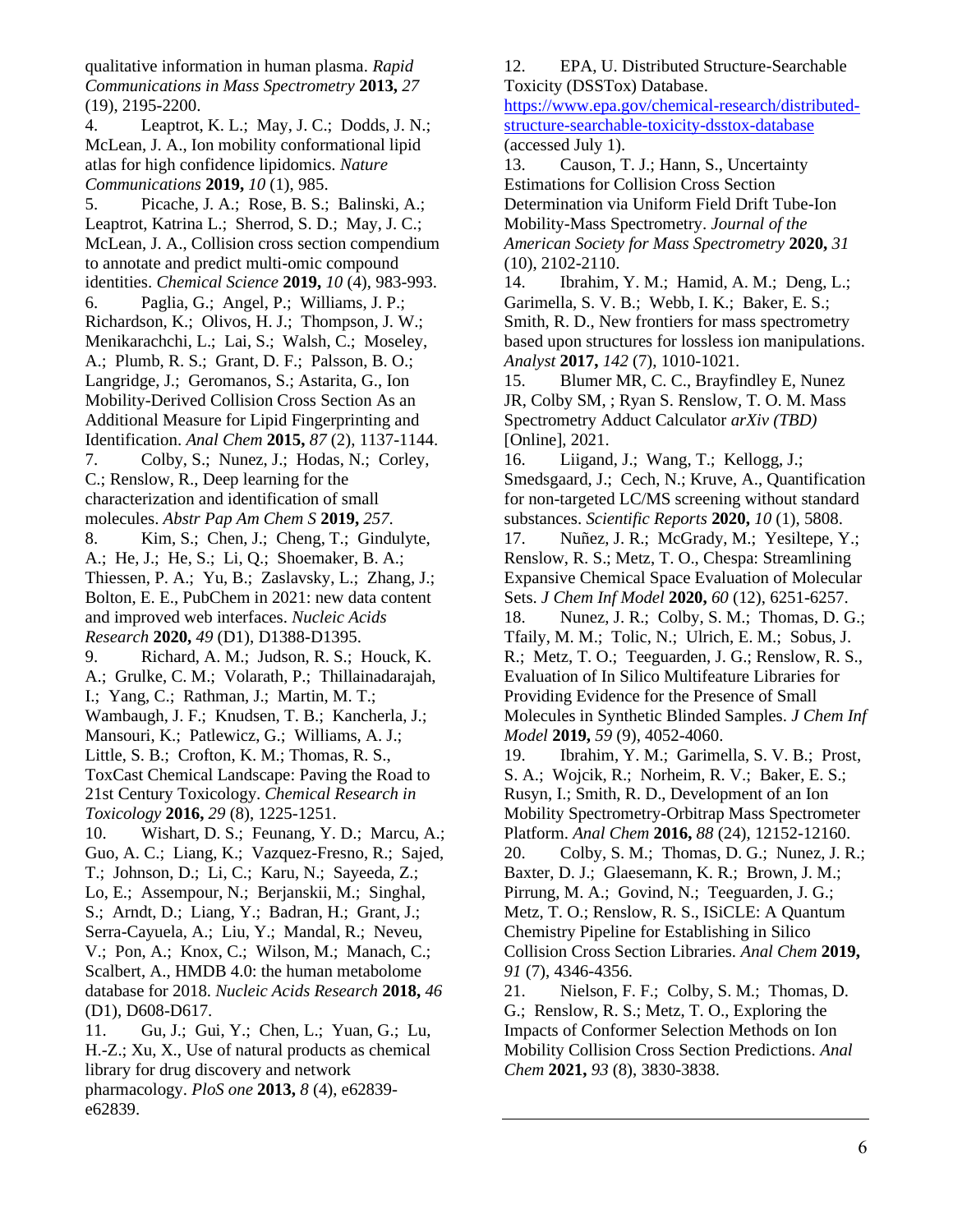qualitative information in human plasma. *Rapid Communications in Mass Spectrometry* **2013,** *27* (19), 2195-2200.

4. Leaptrot, K. L.; May, J. C.; Dodds, J. N.; McLean, J. A., Ion mobility conformational lipid atlas for high confidence lipidomics. *Nature Communications* **2019,** *10* (1), 985.

5. Picache, J. A.; Rose, B. S.; Balinski, A.; Leaptrot, Katrina L.; Sherrod, S. D.; May, J. C.; McLean, J. A., Collision cross section compendium to annotate and predict multi-omic compound identities. *Chemical Science* **2019,** *10* (4), 983-993.

6. Paglia, G.; Angel, P.; Williams, J. P.; Richardson, K.; Olivos, H. J.; Thompson, J. W.; Menikarachchi, L.; Lai, S.; Walsh, C.; Moseley, A.; Plumb, R. S.; Grant, D. F.; Palsson, B. O.; Langridge, J.; Geromanos, S.; Astarita, G., Ion Mobility-Derived Collision Cross Section As an Additional Measure for Lipid Fingerprinting and Identification. *Anal Chem* **2015,** *87* (2), 1137-1144.

7. Colby, S.; Nunez, J.; Hodas, N.; Corley, C.; Renslow, R., Deep learning for the characterization and identification of small molecules. *Abstr Pap Am Chem S* **2019,** *257*.

8. Kim, S.; Chen, J.; Cheng, T.; Gindulyte, A.; He, J.; He, S.; Li, Q.; Shoemaker, B. A.; Thiessen, P. A.; Yu, B.; Zaslavsky, L.; Zhang, J.; Bolton, E. E., PubChem in 2021: new data content and improved web interfaces. *Nucleic Acids Research* **2020,** *49* (D1), D1388-D1395.

9. Richard, A. M.; Judson, R. S.; Houck, K. A.; Grulke, C. M.; Volarath, P.; Thillainadarajah, I.; Yang, C.; Rathman, J.; Martin, M. T.; Wambaugh, J. F.; Knudsen, T. B.; Kancherla, J.; Mansouri, K.; Patlewicz, G.; Williams, A. J.; Little, S. B.; Crofton, K. M.; Thomas, R. S., ToxCast Chemical Landscape: Paving the Road to 21st Century Toxicology. *Chemical Research in Toxicology* **2016,** *29* (8), 1225-1251.

10. Wishart, D. S.; Feunang, Y. D.; Marcu, A.; Guo, A. C.; Liang, K.; Vazquez-Fresno, R.; Sajed, T.; Johnson, D.; Li, C.; Karu, N.; Sayeeda, Z.; Lo, E.; Assempour, N.; Berjanskii, M.; Singhal, S.; Arndt, D.; Liang, Y.; Badran, H.; Grant, J.; Serra-Cayuela, A.; Liu, Y.; Mandal, R.; Neveu, V.; Pon, A.; Knox, C.; Wilson, M.; Manach, C.; Scalbert, A., HMDB 4.0: the human metabolome database for 2018. *Nucleic Acids Research* **2018,** *46* (D1), D608-D617.

11. Gu, J.; Gui, Y.; Chen, L.; Yuan, G.; Lu, H.-Z.; Xu, X., Use of natural products as chemical library for drug discovery and network pharmacology. *PloS one* **2013,** *8* (4), e62839-e62839.

12. EPA, U. Distributed Structure-Searchable Toxicity (DSSTox) Database. https://www.epa.gov/chemical-research/distributed-structure-searchable-toxicity-dsstox-database (accessed July 1).

13. Causon, T. J.; Hann, S., Uncertainty Estimations for Collision Cross Section Determination via Uniform Field Drift Tube-Ion Mobility-Mass Spectrometry. *Journal of the American Society for Mass Spectrometry* **2020,** *31* (10), 2102-2110.

14. Ibrahim, Y. M.; Hamid, A. M.; Deng, L.; Garimella, S. V. B.; Webb, I. K.; Baker, E. S.; Smith, R. D., New frontiers for mass spectrometry based upon structures for lossless ion manipulations. *Analyst* **2017,** *142* (7), 1010-1021.

15. Blumer MR, C. C., Brayfindley E, Nunez JR, Colby SM, ; Ryan S. Renslow, T. O. M. Mass Spectrometry Adduct Calculator *arXiv (TBD)* [Online], 2021.

16. Liigand, J.; Wang, T.; Kellogg, J.; Smedsgaard, J.; Cech, N.; Kruve, A., Quantification for non-targeted LC/MS screening without standard substances. *Scientific Reports* **2020,** *10* (1), 5808.

17. Nuñez, J. R.; McGrady, M.; Yesiltepe, Y.; Renslow, R. S.; Metz, T. O., Chespa: Streamlining Expansive Chemical Space Evaluation of Molecular Sets. *J Chem Inf Model* **2020,** *60* (12), 6251-6257.

18. Nunez, J. R.; Colby, S. M.; Thomas, D. G.; Tfaily, M. M.; Tolic, N.; Ulrich, E. M.; Sobus, J. R.; Metz, T. O.; Teeguarden, J. G.; Renslow, R. S., Evaluation of In Silico Multifeature Libraries for Providing Evidence for the Presence of Small Molecules in Synthetic Blinded Samples. *J Chem Inf Model* **2019,** *59* (9), 4052-4060.

19. Ibrahim, Y. M.; Garimella, S. V. B.; Prost, S. A.; Wojcik, R.; Norheim, R. V.; Baker, E. S.; Rusyn, I.; Smith, R. D., Development of an Ion Mobility Spectrometry-Orbitrap Mass Spectrometer Platform. *Anal Chem* **2016,** *88* (24), 12152-12160.

20. Colby, S. M.; Thomas, D. G.; Nunez, J. R.; Baxter, D. J.; Glaesemann, K. R.; Brown, J. M.; Pirrung, M. A.; Govind, N.; Teeguarden, J. G.; Metz, T. O.; Renslow, R. S., ISiCLE: A Quantum Chemistry Pipeline for Establishing in Silico Collision Cross Section Libraries. *Anal Chem* **2019,** *91* (7), 4346-4356.

21. Nielson, F. F.; Colby, S. M.; Thomas, D. G.; Renslow, R. S.; Metz, T. O., Exploring the Impacts of Conformer Selection Methods on Ion Mobility Collision Cross Section Predictions. *Anal Chem* **2021,** *93* (8), 3830-3838.